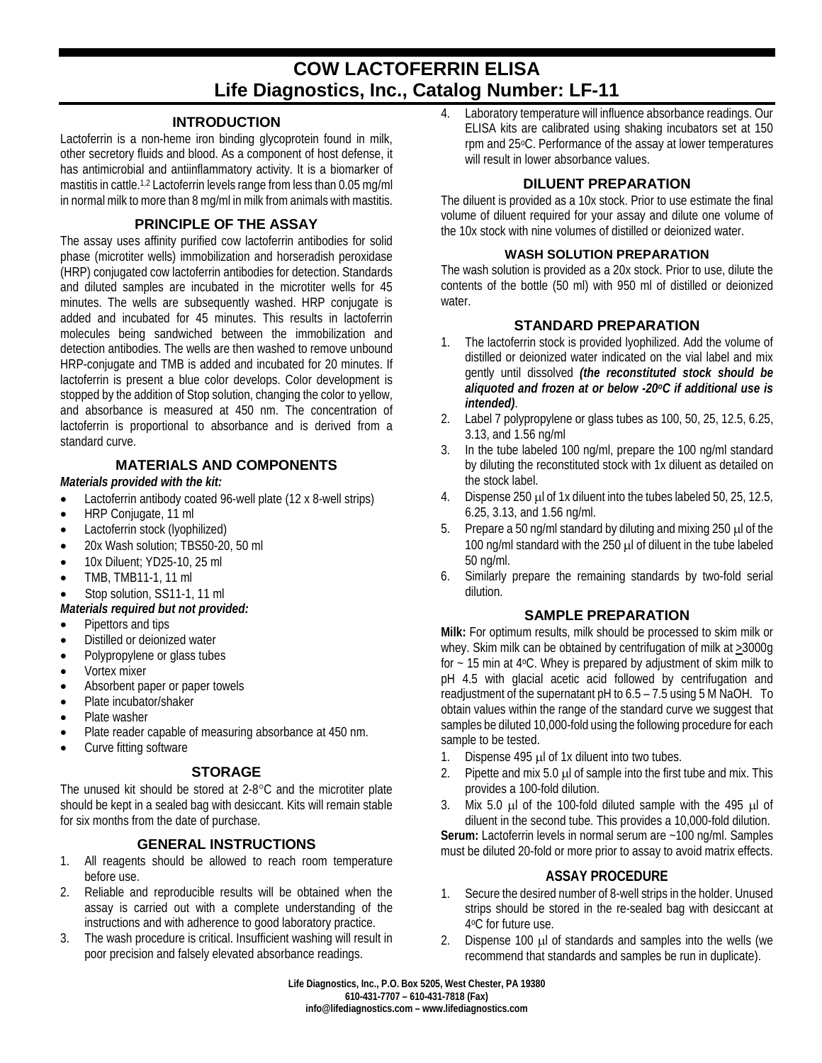# COW LACTOFERRIN ELISA
# Life Diagnostics, Inc., Catalog Number: LF-11

## INTRODUCTION

Lactoferrin is a non-heme iron binding glycoprotein found in milk, other secretory fluids and blood. As a component of host defense, it has antimicrobial and antiinflammatory activity. It is a biomarker of mastitis in cattle.[1,2] Lactoferrin levels range from less than 0.05 mg/ml in normal milk to more than 8 mg/ml in milk from animals with mastitis.

## PRINCIPLE OF THE ASSAY

The assay uses affinity purified cow lactoferrin antibodies for solid phase (microtiter wells) immobilization and horseradish peroxidase (HRP) conjugated cow lactoferrin antibodies for detection. Standards and diluted samples are incubated in the microtiter wells for 45 minutes. The wells are subsequently washed. HRP conjugate is added and incubated for 45 minutes. This results in lactoferrin molecules being sandwiched between the immobilization and detection antibodies. The wells are then washed to remove unbound HRP-conjugate and TMB is added and incubated for 20 minutes. If lactoferrin is present a blue color develops. Color development is stopped by the addition of Stop solution, changing the color to yellow, and absorbance is measured at 450 nm. The concentration of lactoferrin is proportional to absorbance and is derived from a standard curve.

## MATERIALS AND COMPONENTS

***Materials provided with the kit:***

- Lactoferrin antibody coated 96-well plate (12 x 8-well strips)
- HRP Conjugate, 11 ml
- Lactoferrin stock (lyophilized)
- 20x Wash solution; TBS50-20, 50 ml
- 10x Diluent; YD25-10, 25 ml
- TMB, TMB11-1, 11 ml
- Stop solution, SS11-1, 11 ml

***Materials required but not provided:***

- Pipettors and tips
- Distilled or deionized water
- Polypropylene or glass tubes
- Vortex mixer
- Absorbent paper or paper towels
- Plate incubator/shaker
- Plate washer
- Plate reader capable of measuring absorbance at 450 nm.
- Curve fitting software

## STORAGE

The unused kit should be stored at 2-8°C and the microtiter plate should be kept in a sealed bag with desiccant. Kits will remain stable for six months from the date of purchase.

## GENERAL INSTRUCTIONS

1. All reagents should be allowed to reach room temperature before use.
2. Reliable and reproducible results will be obtained when the assay is carried out with a complete understanding of the instructions and with adherence to good laboratory practice.
3. The wash procedure is critical. Insufficient washing will result in poor precision and falsely elevated absorbance readings.
4. Laboratory temperature will influence absorbance readings. Our ELISA kits are calibrated using shaking incubators set at 150 rpm and 25°C. Performance of the assay at lower temperatures will result in lower absorbance values.

## DILUENT PREPARATION

The diluent is provided as a 10x stock. Prior to use estimate the final volume of diluent required for your assay and dilute one volume of the 10x stock with nine volumes of distilled or deionized water.

### WASH SOLUTION PREPARATION

The wash solution is provided as a 20x stock. Prior to use, dilute the contents of the bottle (50 ml) with 950 ml of distilled or deionized water.

## STANDARD PREPARATION

1. The lactoferrin stock is provided lyophilized. Add the volume of distilled or deionized water indicated on the vial label and mix gently until dissolved ***(the reconstituted stock should be aliquoted and frozen at or below -20°C if additional use is intended)***.
2. Label 7 polypropylene or glass tubes as 100, 50, 25, 12.5, 6.25, 3.13, and 1.56 ng/ml
3. In the tube labeled 100 ng/ml, prepare the 100 ng/ml standard by diluting the reconstituted stock with 1x diluent as detailed on the stock label.
4. Dispense 250 µl of 1x diluent into the tubes labeled 50, 25, 12.5, 6.25, 3.13, and 1.56 ng/ml.
5. Prepare a 50 ng/ml standard by diluting and mixing 250 µl of the 100 ng/ml standard with the 250 µl of diluent in the tube labeled 50 ng/ml.
6. Similarly prepare the remaining standards by two-fold serial dilution.

## SAMPLE PREPARATION

**Milk:** For optimum results, milk should be processed to skim milk or whey. Skim milk can be obtained by centrifugation of milk at ≥3000g for ~ 15 min at 4°C. Whey is prepared by adjustment of skim milk to pH 4.5 with glacial acetic acid followed by centrifugation and readjustment of the supernatant pH to 6.5 – 7.5 using 5 M NaOH. To obtain values within the range of the standard curve we suggest that samples be diluted 10,000-fold using the following procedure for each sample to be tested.

1. Dispense 495 µl of 1x diluent into two tubes.
2. Pipette and mix 5.0 µl of sample into the first tube and mix. This provides a 100-fold dilution.
3. Mix 5.0 µl of the 100-fold diluted sample with the 495 µl of diluent in the second tube. This provides a 10,000-fold dilution.

**Serum:** Lactoferrin levels in normal serum are ~100 ng/ml. Samples must be diluted 20-fold or more prior to assay to avoid matrix effects.

## ASSAY PROCEDURE

1. Secure the desired number of 8-well strips in the holder. Unused strips should be stored in the re-sealed bag with desiccant at 4°C for future use.
2. Dispense 100 µl of standards and samples into the wells (we recommend that standards and samples be run in duplicate).

Life Diagnostics, Inc., P.O. Box 5205, West Chester, PA 19380
610-431-7707 – 610-431-7818 (Fax)
info@lifediagnostics.com – www.lifediagnostics.com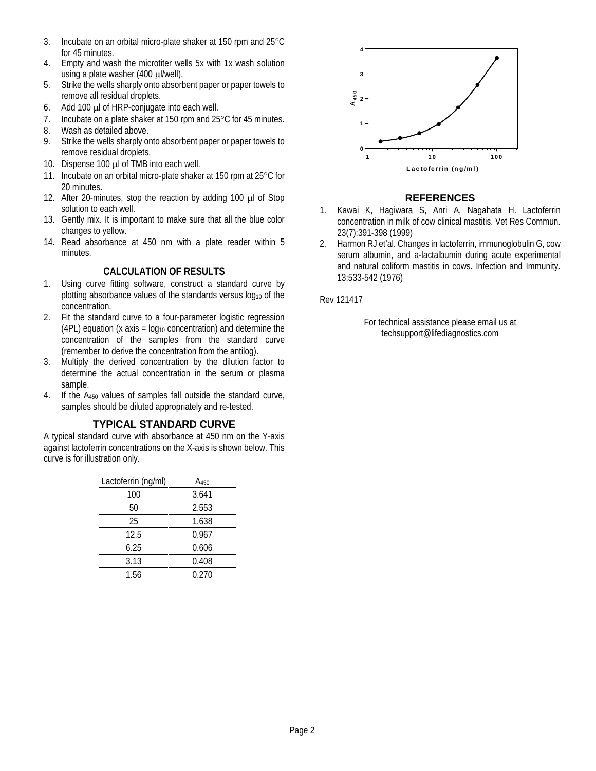3. Incubate on an orbital micro-plate shaker at 150 rpm and 25°C for 45 minutes.
4. Empty and wash the microtiter wells 5x with 1x wash solution using a plate washer (400 μl/well).
5. Strike the wells sharply onto absorbent paper or paper towels to remove all residual droplets.
6. Add 100 μl of HRP-conjugate into each well.
7. Incubate on a plate shaker at 150 rpm and 25°C for 45 minutes.
8. Wash as detailed above.
9. Strike the wells sharply onto absorbent paper or paper towels to remove residual droplets.
10. Dispense 100 μl of TMB into each well.
11. Incubate on an orbital micro-plate shaker at 150 rpm at 25°C for 20 minutes.
12. After 20-minutes, stop the reaction by adding 100 μl of Stop solution to each well.
13. Gently mix. It is important to make sure that all the blue color changes to yellow.
14. Read absorbance at 450 nm with a plate reader within 5 minutes.

## CALCULATION OF RESULTS

1. Using curve fitting software, construct a standard curve by plotting absorbance values of the standards versus $\log_{10}$ of the concentration.
2. Fit the standard curve to a four-parameter logistic regression (4PL) equation (x axis = $\log_{10}$ concentration) and determine the concentration of the samples from the standard curve (remember to derive the concentration from the antilog).
3. Multiply the derived concentration by the dilution factor to determine the actual concentration in the serum or plasma sample.
4. If the $A_{450}$ values of samples fall outside the standard curve, samples should be diluted appropriately and re-tested.

## TYPICAL STANDARD CURVE

A typical standard curve with absorbance at 450 nm on the Y-axis against lactoferrin concentrations on the X-axis is shown below. This curve is for illustration only.

| Lactoferrin (ng/ml) | $A_{450}$ |
|---|---|
| 100 | 3.641 |
| 50 | 2.553 |
| 25 | 1.638 |
| 12.5 | 0.967 |
| 6.25 | 0.606 |
| 3.13 | 0.408 |
| 1.56 | 0.270 |

$A_{450}$

0
1
2
3
4

1
10
100

Lactoferrin (ng/ml)

## REFERENCES

1. Kawai K, Hagiwara S, Anri A, Nagahata H. Lactoferrin concentration in milk of cow clinical mastitis. Vet Res Commun. 23(7):391-398 (1999)
2. Harmon RJ et'al. Changes in lactoferrin, immunoglobulin G, cow serum albumin, and a-lactalbumin during acute experimental and natural coliform mastitis in cows. Infection and Immunity. 13:533-542 (1976)

Rev 121417

For technical assistance please email us at techsupport@lifediagnostics.com